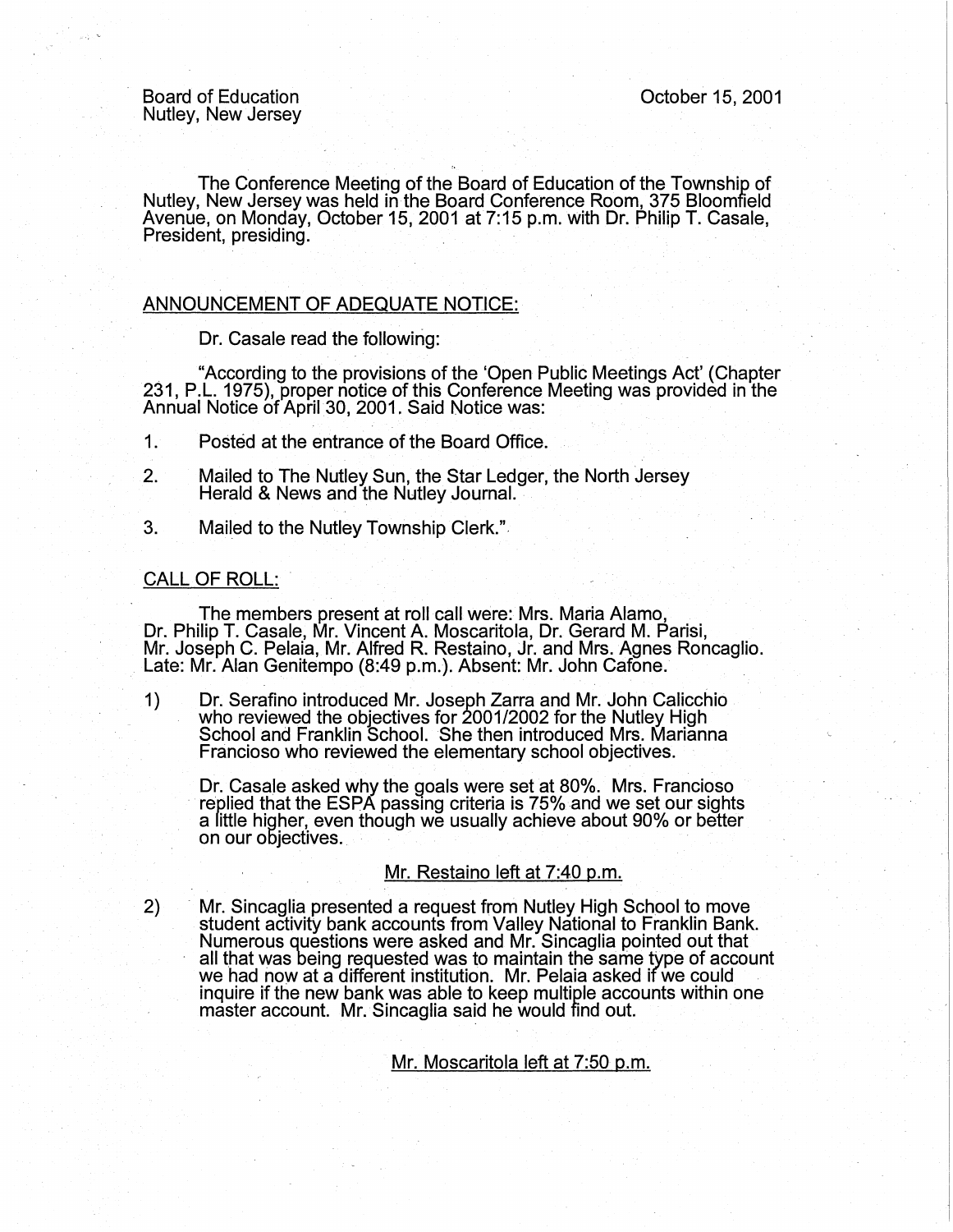Board of Education
Nutley, New Jersey

October 15, 2001

The Conference Meeting of the Board of Education of the Township of Nutley, New Jersey was held in the Board Conference Room, 375 Bloomfield Avenue, on Monday, October 15, 2001 at 7:15 p.m. with Dr. Philip T. Casale, President, presiding.

## ANNOUNCEMENT OF ADEQUATE NOTICE:

Dr. Casale read the following:

"According to the provisions of the 'Open Public Meetings Act' (Chapter 231, P.L. 1975), proper notice of this Conference Meeting was provided in the Annual Notice of April 30, 2001. Said Notice was:

1. Posted at the entrance of the Board Office.
2. Mailed to The Nutley Sun, the Star Ledger, the North Jersey Herald & News and the Nutley Journal.
3. Mailed to the Nutley Township Clerk."

## CALL OF ROLL:

The members present at roll call were: Mrs. Maria Alamo, Dr. Philip T. Casale, Mr. Vincent A. Moscaritola, Dr. Gerard M. Parisi, Mr. Joseph C. Pelaia, Mr. Alfred R. Restaino, Jr. and Mrs. Agnes Roncaglio. Late: Mr. Alan Genitempo (8:49 p.m.). Absent: Mr. John Cafone.

1) Dr. Serafino introduced Mr. Joseph Zarra and Mr. John Calicchio who reviewed the objectives for 2001/2002 for the Nutley High School and Franklin School. She then introduced Mrs. Marianna Francioso who reviewed the elementary school objectives.

   Dr. Casale asked why the goals were set at 80%. Mrs. Francioso replied that the ESPA passing criteria is 75% and we set our sights a little higher, even though we usually achieve about 90% or better on our objectives.

   Mr. Restaino left at 7:40 p.m.

2) Mr. Sincaglia presented a request from Nutley High School to move student activity bank accounts from Valley National to Franklin Bank. Numerous questions were asked and Mr. Sincaglia pointed out that all that was being requested was to maintain the same type of account we had now at a different institution. Mr. Pelaia asked if we could inquire if the new bank was able to keep multiple accounts within one master account. Mr. Sincaglia said he would find out.

   Mr. Moscaritola left at 7:50 p.m.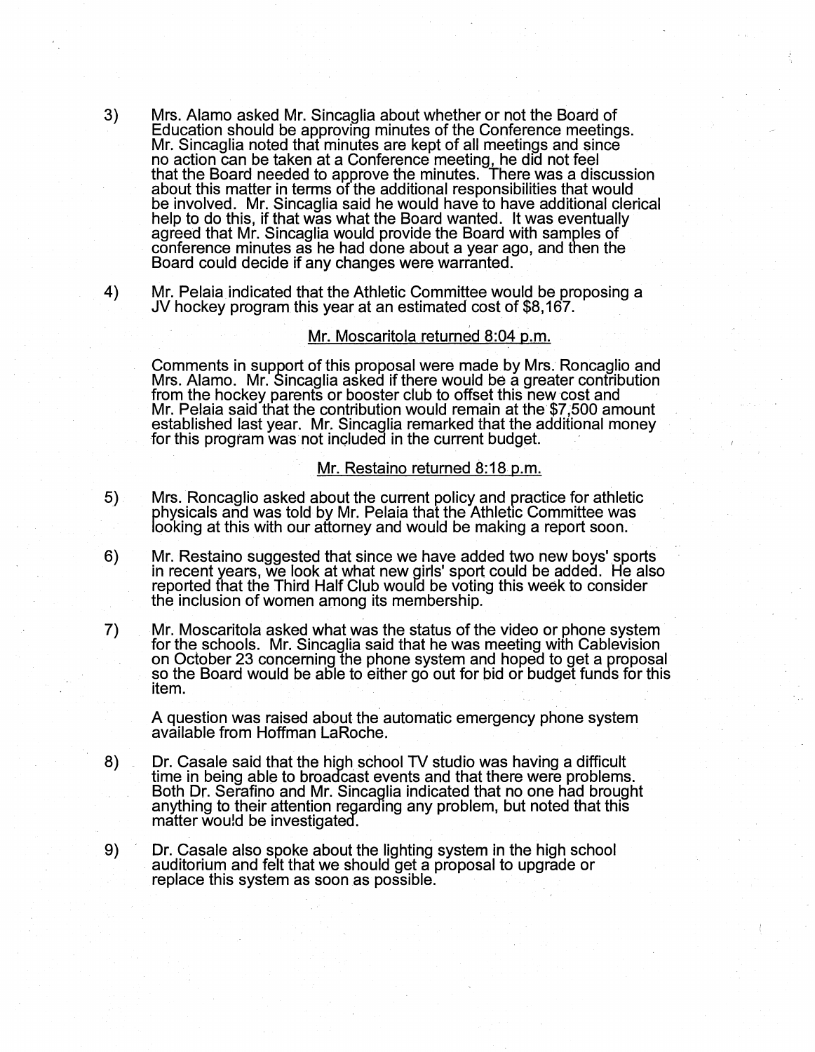3) Mrs. Alamo asked Mr. Sincaglia about whether or not the Board of Education should be approving minutes of the Conference meetings. Mr. Sincaglia noted that minutes are kept of all meetings and since no action can be taken at a Conference meeting, he did not feel that the Board needed to approve the minutes. There was a discussion about this matter in terms of the additional responsibilities that would be involved. Mr. Sincaglia said he would have to have additional clerical help to do this, if that was what the Board wanted. It was eventually agreed that Mr. Sincaglia would provide the Board with samples of conference minutes as he had done about a year ago, and then the Board could decide if any changes were warranted.

4) Mr. Pelaia indicated that the Athletic Committee would be proposing a JV hockey program this year at an estimated cost of $8,167.

<u>Mr. Moscaritola returned 8:04 p.m.</u>

Comments in support of this proposal were made by Mrs. Roncaglio and Mrs. Alamo. Mr. Sincaglia asked if there would be a greater contribution from the hockey parents or booster club to offset this new cost and Mr. Pelaia said that the contribution would remain at the $7,500 amount established last year. Mr. Sincaglia remarked that the additional money for this program was not included in the current budget.

<u>Mr. Restaino returned 8:18 p.m.</u>

5) Mrs. Roncaglio asked about the current policy and practice for athletic physicals and was told by Mr. Pelaia that the Athletic Committee was looking at this with our attorney and would be making a report soon.

6) Mr. Restaino suggested that since we have added two new boys' sports in recent years, we look at what new girls' sport could be added. He also reported that the Third Half Club would be voting this week to consider the inclusion of women among its membership.

7) Mr. Moscaritola asked what was the status of the video or phone system for the schools. Mr. Sincaglia said that he was meeting with Cablevision on October 23 concerning the phone system and hoped to get a proposal so the Board would be able to either go out for bid or budget funds for this item.

   A question was raised about the automatic emergency phone system available from Hoffman LaRoche.

8) Dr. Casale said that the high school TV studio was having a difficult time in being able to broadcast events and that there were problems. Both Dr. Serafino and Mr. Sincaglia indicated that no one had brought anything to their attention regarding any problem, but noted that this matter would be investigated.

9) Dr. Casale also spoke about the lighting system in the high school auditorium and felt that we should get a proposal to upgrade or replace this system as soon as possible.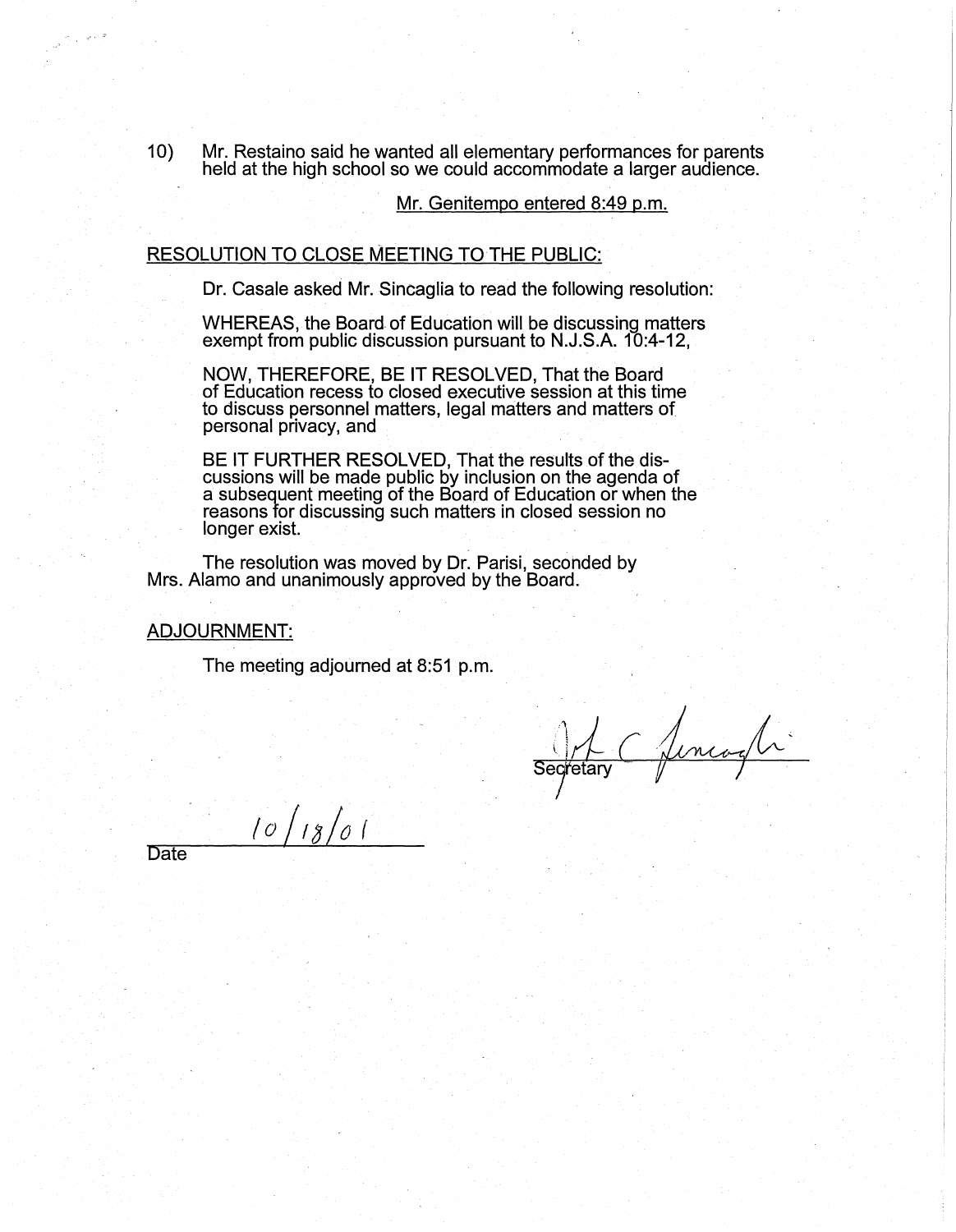10) Mr. Restaino said he wanted all elementary performances for parents held at the high school so we could accommodate a larger audience.

Mr. Genitempo entered 8:49 p.m.

RESOLUTION TO CLOSE MEETING TO THE PUBLIC:

Dr. Casale asked Mr. Sincaglia to read the following resolution:

WHEREAS, the Board of Education will be discussing matters exempt from public discussion pursuant to N.J.S.A. 10:4-12,

NOW, THEREFORE, BE IT RESOLVED, That the Board of Education recess to closed executive session at this time to discuss personnel matters, legal matters and matters of personal privacy, and

BE IT FURTHER RESOLVED, That the results of the discussions will be made public by inclusion on the agenda of a subsequent meeting of the Board of Education or when the reasons for discussing such matters in closed session no longer exist.

The resolution was moved by Dr. Parisi, seconded by Mrs. Alamo and unanimously approved by the Board.

ADJOURNMENT:

The meeting adjourned at 8:51 p.m.

Secretary

10/18/01

Date